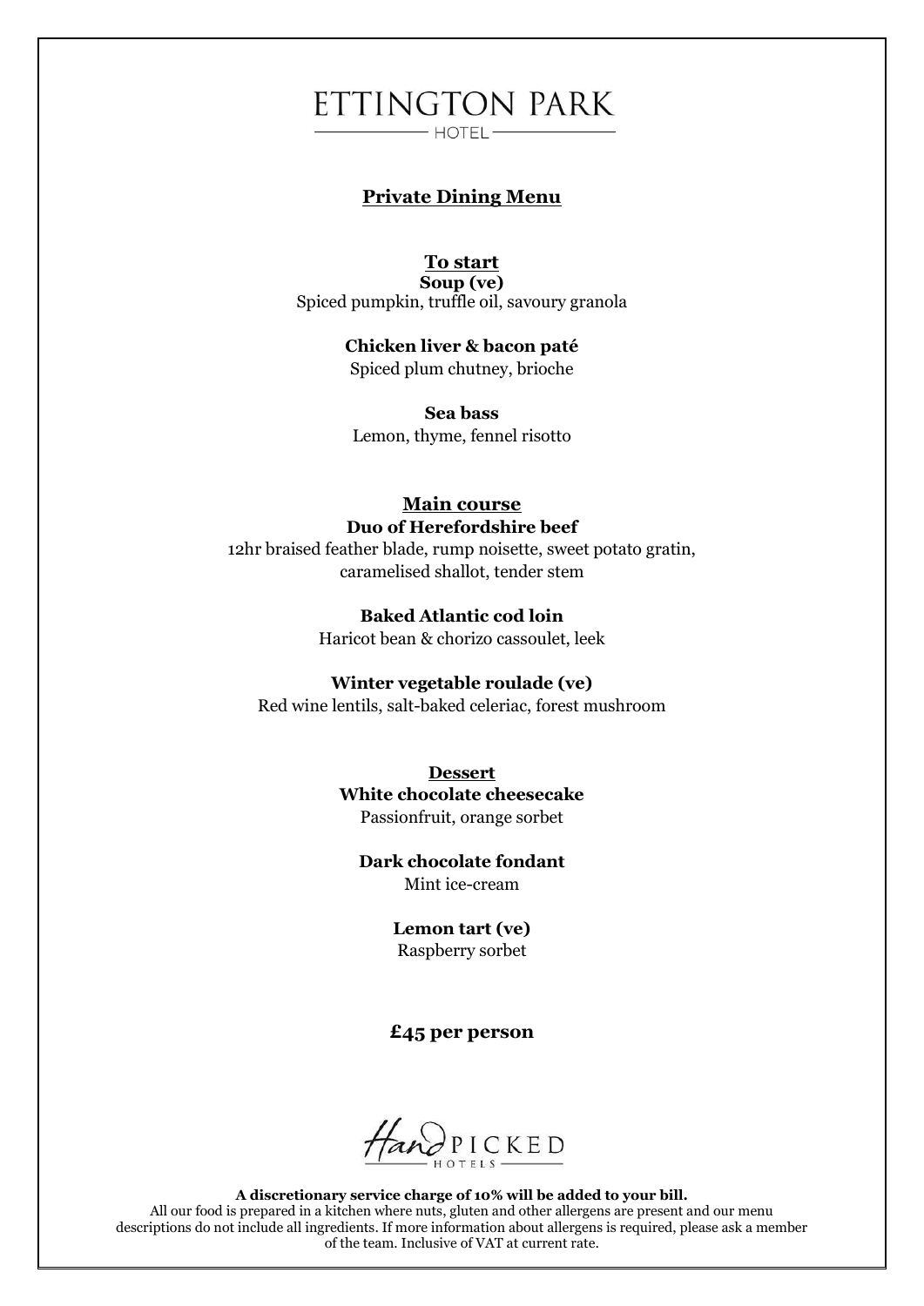# ETTINGTON PARK

HOTEL

## Private Dining Menu

### To start

**Soup (ve)**
Spiced pumpkin, truffle oil, savoury granola

**Chicken liver & bacon paté**
Spiced plum chutney, brioche

**Sea bass**
Lemon, thyme, fennel risotto

### Main course

**Duo of Herefordshire beef**
12hr braised feather blade, rump noisette, sweet potato gratin, caramelised shallot, tender stem

**Baked Atlantic cod loin**
Haricot bean & chorizo cassoulet, leek

**Winter vegetable roulade (ve)**
Red wine lentils, salt-baked celeriac, forest mushroom

### Dessert

**White chocolate cheesecake**
Passionfruit, orange sorbet

**Dark chocolate fondant**
Mint ice-cream

**Lemon tart (ve)**
Raspberry sorbet

**£45 per person**

HandPICKED HOTELS

**A discretionary service charge of 10% will be added to your bill.**
All our food is prepared in a kitchen where nuts, gluten and other allergens are present and our menu descriptions do not include all ingredients. If more information about allergens is required, please ask a member of the team. Inclusive of VAT at current rate.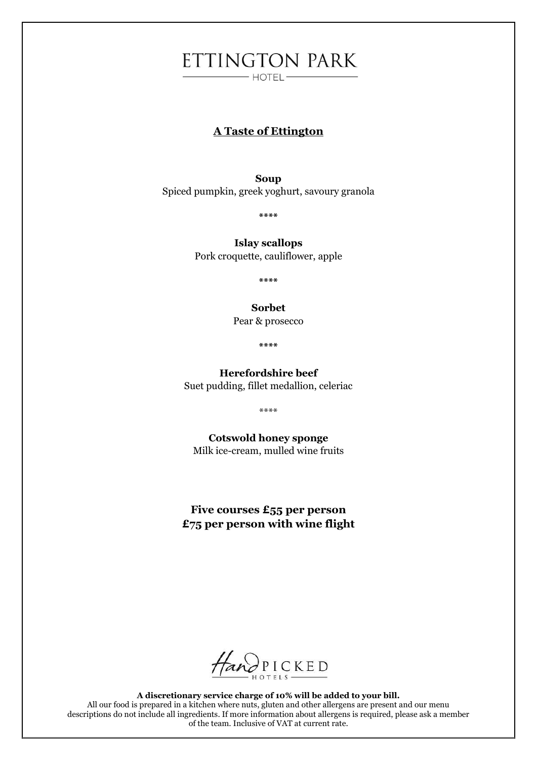# ETTINGTON PARK

HOTEL

## A Taste of Ettington

**Soup**
Spiced pumpkin, greek yoghurt, savoury granola

****

**Islay scallops**
Pork croquette, cauliflower, apple

****

**Sorbet**
Pear & prosecco

****

**Herefordshire beef**
Suet pudding, fillet medallion, celeriac

****

**Cotswold honey sponge**
Milk ice-cream, mulled wine fruits

**Five courses £55 per person**
**£75 per person with wine flight**

HandPICKED HOTELS

**A discretionary service charge of 10% will be added to your bill.**
All our food is prepared in a kitchen where nuts, gluten and other allergens are present and our menu descriptions do not include all ingredients. If more information about allergens is required, please ask a member of the team. Inclusive of VAT at current rate.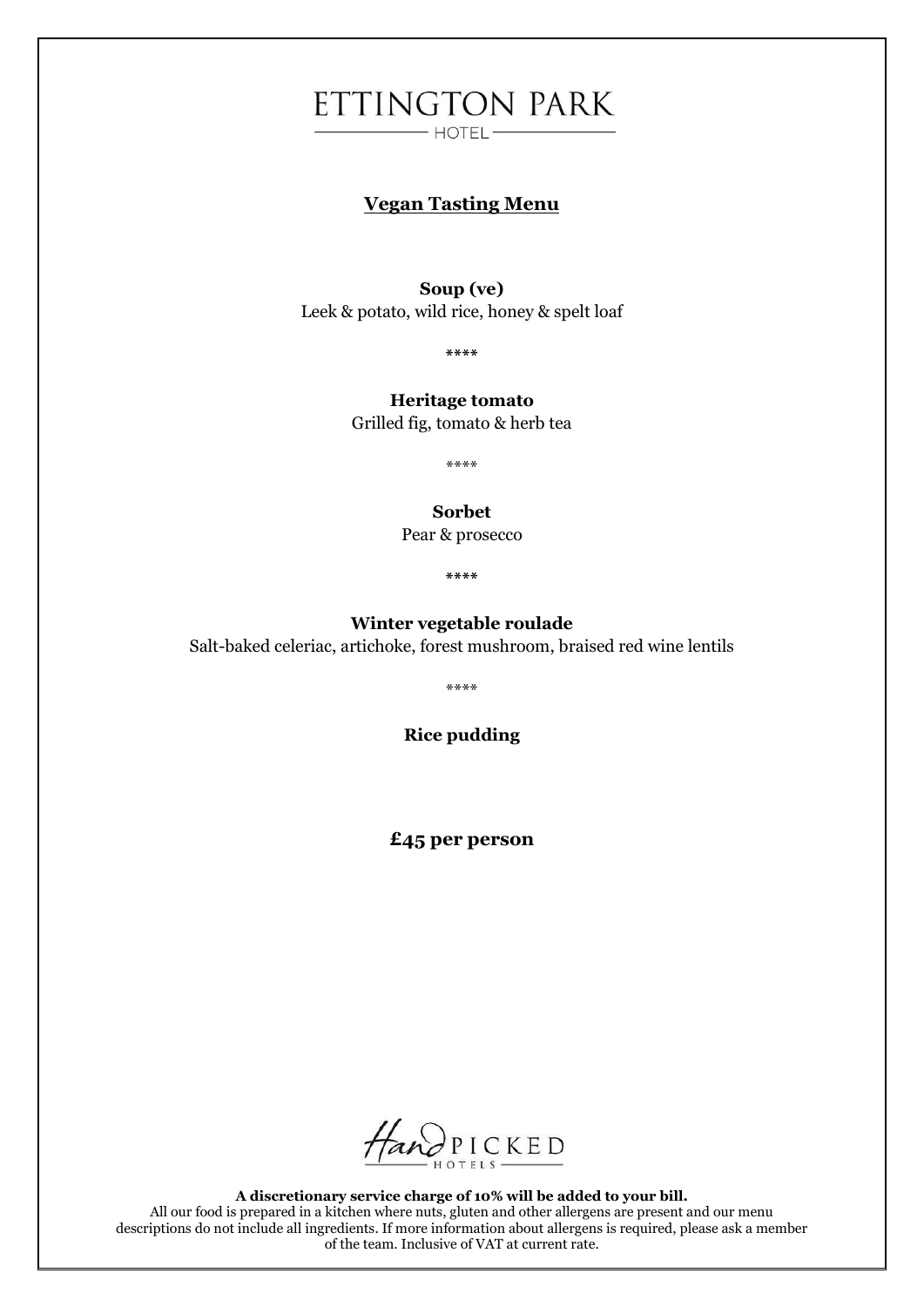# ETTINGTON PARK

HOTEL

## Vegan Tasting Menu

**Soup (ve)**
Leek & potato, wild rice, honey & spelt loaf

****

**Heritage tomato**
Grilled fig, tomato & herb tea

****

**Sorbet**
Pear & prosecco

****

**Winter vegetable roulade**
Salt-baked celeriac, artichoke, forest mushroom, braised red wine lentils

****

**Rice pudding**

**£45 per person**

HandPICKED HOTELS

**A discretionary service charge of 10% will be added to your bill.**
All our food is prepared in a kitchen where nuts, gluten and other allergens are present and our menu descriptions do not include all ingredients. If more information about allergens is required, please ask a member of the team. Inclusive of VAT at current rate.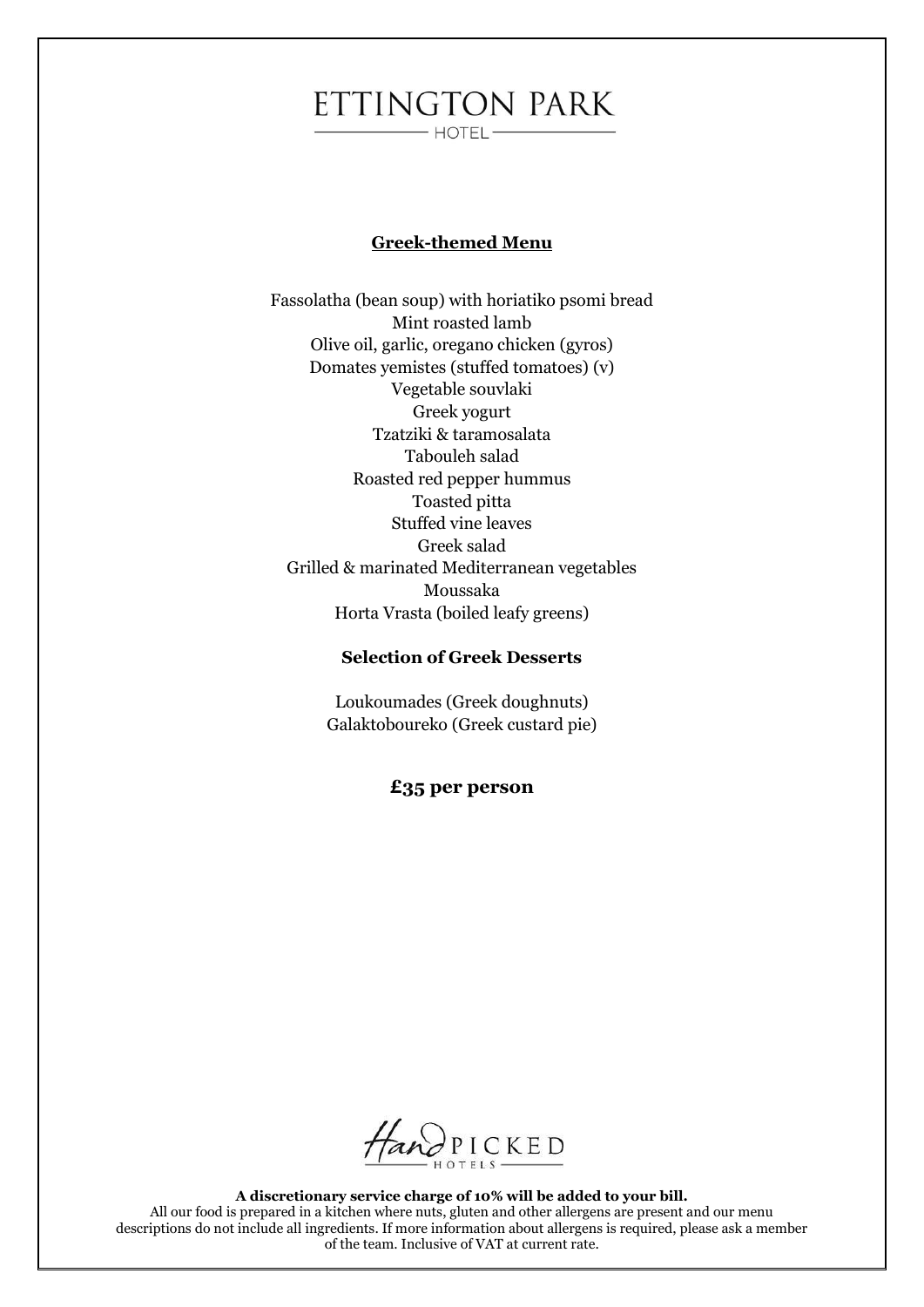# ETTINGTON PARK

HOTEL

**Greek-themed Menu**

Fassolatha (bean soup) with horiatiko psomi bread
Mint roasted lamb
Olive oil, garlic, oregano chicken (gyros)
Domates yemistes (stuffed tomatoes) (v)
Vegetable souvlaki
Greek yogurt
Tzatziki & taramosalata
Tabouleh salad
Roasted red pepper hummus
Toasted pitta
Stuffed vine leaves
Greek salad
Grilled & marinated Mediterranean vegetables
Moussaka
Horta Vrasta (boiled leafy greens)

**Selection of Greek Desserts**

Loukoumades (Greek doughnuts)
Galaktoboureko (Greek custard pie)

**£35 per person**

HandPICKED
HOTELS

**A discretionary service charge of 10% will be added to your bill.**
All our food is prepared in a kitchen where nuts, gluten and other allergens are present and our menu descriptions do not include all ingredients. If more information about allergens is required, please ask a member of the team. Inclusive of VAT at current rate.